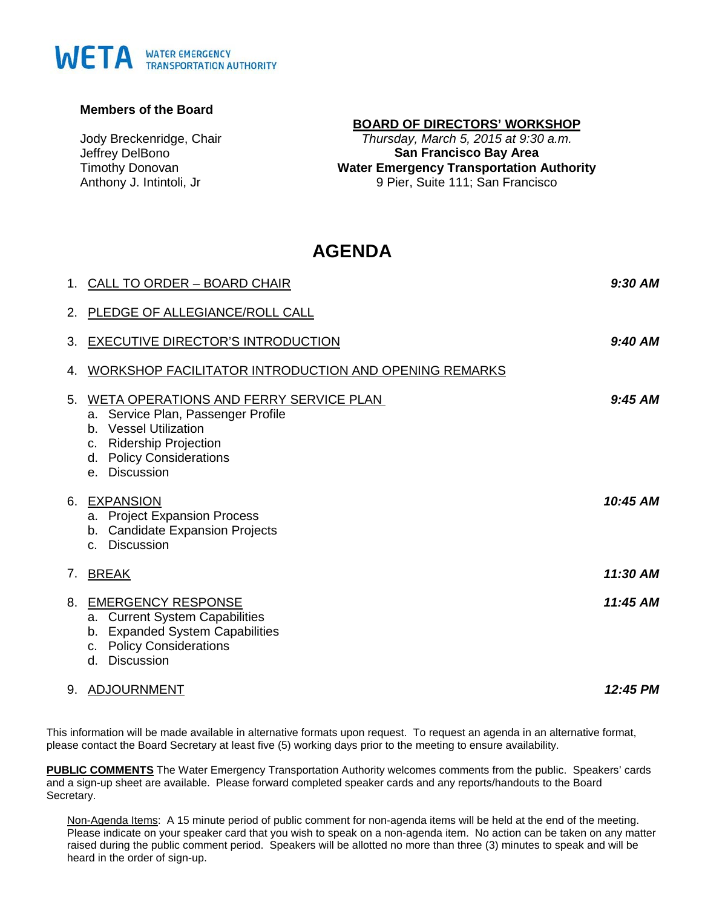WETA WATER EMERGENCY TRANSPORTATION AUTHORITY

**Members of the Board**

Jody Breckenridge, Chair
Jeffrey DelBono
Timothy Donovan
Anthony J. Intintoli, Jr

**BOARD OF DIRECTORS' WORKSHOP**
*Thursday, March 5, 2015 at 9:30 a.m.*
**San Francisco Bay Area**
**Water Emergency Transportation Authority**
9 Pier, Suite 111; San Francisco

# AGENDA

1. CALL TO ORDER – BOARD CHAIR — ***9:30 AM***
2. PLEDGE OF ALLEGIANCE/ROLL CALL
3. EXECUTIVE DIRECTOR'S INTRODUCTION — ***9:40 AM***
4. WORKSHOP FACILITATOR INTRODUCTION AND OPENING REMARKS
5. WETA OPERATIONS AND FERRY SERVICE PLAN — ***9:45 AM***
   a. Service Plan, Passenger Profile
   b. Vessel Utilization
   c. Ridership Projection
   d. Policy Considerations
   e. Discussion
6. EXPANSION — ***10:45 AM***
   a. Project Expansion Process
   b. Candidate Expansion Projects
   c. Discussion
7. BREAK — ***11:30 AM***
8. EMERGENCY RESPONSE — ***11:45 AM***
   a. Current System Capabilities
   b. Expanded System Capabilities
   c. Policy Considerations
   d. Discussion
9. ADJOURNMENT — ***12:45 PM***

This information will be made available in alternative formats upon request. To request an agenda in an alternative format, please contact the Board Secretary at least five (5) working days prior to the meeting to ensure availability.

**PUBLIC COMMENTS** The Water Emergency Transportation Authority welcomes comments from the public. Speakers' cards and a sign-up sheet are available. Please forward completed speaker cards and any reports/handouts to the Board Secretary.

Non-Agenda Items: A 15 minute period of public comment for non-agenda items will be held at the end of the meeting. Please indicate on your speaker card that you wish to speak on a non-agenda item. No action can be taken on any matter raised during the public comment period. Speakers will be allotted no more than three (3) minutes to speak and will be heard in the order of sign-up.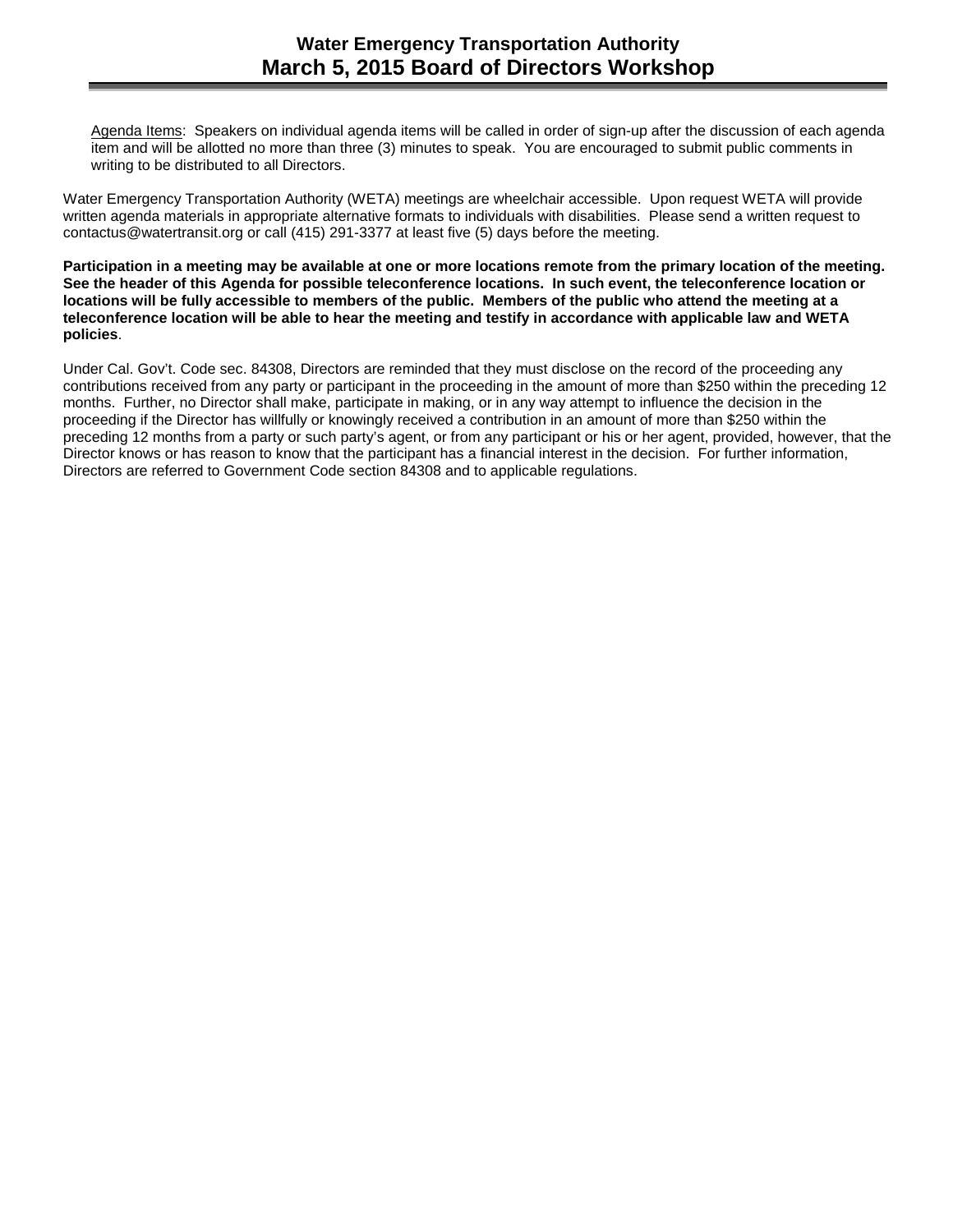Agenda Items: Speakers on individual agenda items will be called in order of sign-up after the discussion of each agenda item and will be allotted no more than three (3) minutes to speak. You are encouraged to submit public comments in writing to be distributed to all Directors.

Water Emergency Transportation Authority (WETA) meetings are wheelchair accessible. Upon request WETA will provide written agenda materials in appropriate alternative formats to individuals with disabilities. Please send a written request to contactus@watertransit.org or call (415) 291-3377 at least five (5) days before the meeting.

**Participation in a meeting may be available at one or more locations remote from the primary location of the meeting. See the header of this Agenda for possible teleconference locations. In such event, the teleconference location or locations will be fully accessible to members of the public. Members of the public who attend the meeting at a teleconference location will be able to hear the meeting and testify in accordance with applicable law and WETA policies**.

Under Cal. Gov't. Code sec. 84308, Directors are reminded that they must disclose on the record of the proceeding any contributions received from any party or participant in the proceeding in the amount of more than $250 within the preceding 12 months. Further, no Director shall make, participate in making, or in any way attempt to influence the decision in the proceeding if the Director has willfully or knowingly received a contribution in an amount of more than $250 within the preceding 12 months from a party or such party's agent, or from any participant or his or her agent, provided, however, that the Director knows or has reason to know that the participant has a financial interest in the decision. For further information, Directors are referred to Government Code section 84308 and to applicable regulations.